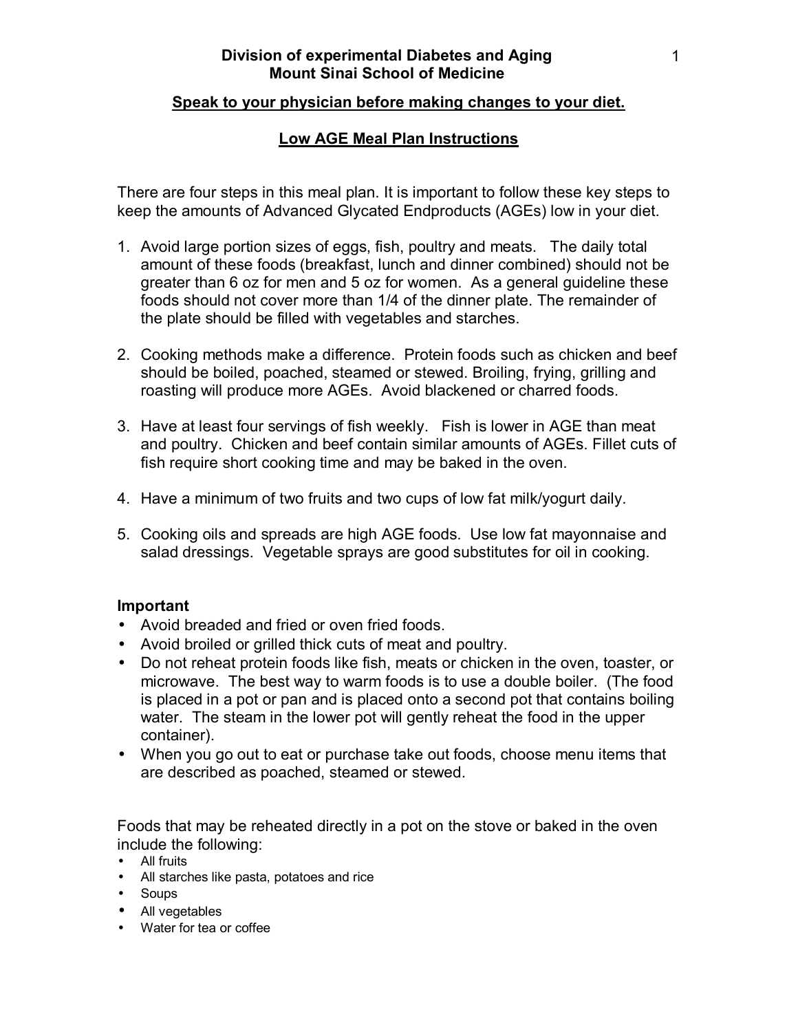**Division of experimental Diabetes and Aging**
**Mount Sinai School of Medicine**

**Speak to your physician before making changes to your diet.**

## Low AGE Meal Plan Instructions

There are four steps in this meal plan. It is important to follow these key steps to keep the amounts of Advanced Glycated Endproducts (AGEs) low in your diet.

1. Avoid large portion sizes of eggs, fish, poultry and meats. The daily total amount of these foods (breakfast, lunch and dinner combined) should not be greater than 6 oz for men and 5 oz for women. As a general guideline these foods should not cover more than 1/4 of the dinner plate. The remainder of the plate should be filled with vegetables and starches.

2. Cooking methods make a difference. Protein foods such as chicken and beef should be boiled, poached, steamed or stewed. Broiling, frying, grilling and roasting will produce more AGEs. Avoid blackened or charred foods.

3. Have at least four servings of fish weekly. Fish is lower in AGE than meat and poultry. Chicken and beef contain similar amounts of AGEs. Fillet cuts of fish require short cooking time and may be baked in the oven.

4. Have a minimum of two fruits and two cups of low fat milk/yogurt daily.

5. Cooking oils and spreads are high AGE foods. Use low fat mayonnaise and salad dressings. Vegetable sprays are good substitutes for oil in cooking.

### Important

- Avoid breaded and fried or oven fried foods.
- Avoid broiled or grilled thick cuts of meat and poultry.
- Do not reheat protein foods like fish, meats or chicken in the oven, toaster, or microwave. The best way to warm foods is to use a double boiler. (The food is placed in a pot or pan and is placed onto a second pot that contains boiling water. The steam in the lower pot will gently reheat the food in the upper container).
- When you go out to eat or purchase take out foods, choose menu items that are described as poached, steamed or stewed.

Foods that may be reheated directly in a pot on the stove or baked in the oven include the following:

- All fruits
- All starches like pasta, potatoes and rice
- Soups
- All vegetables
- Water for tea or coffee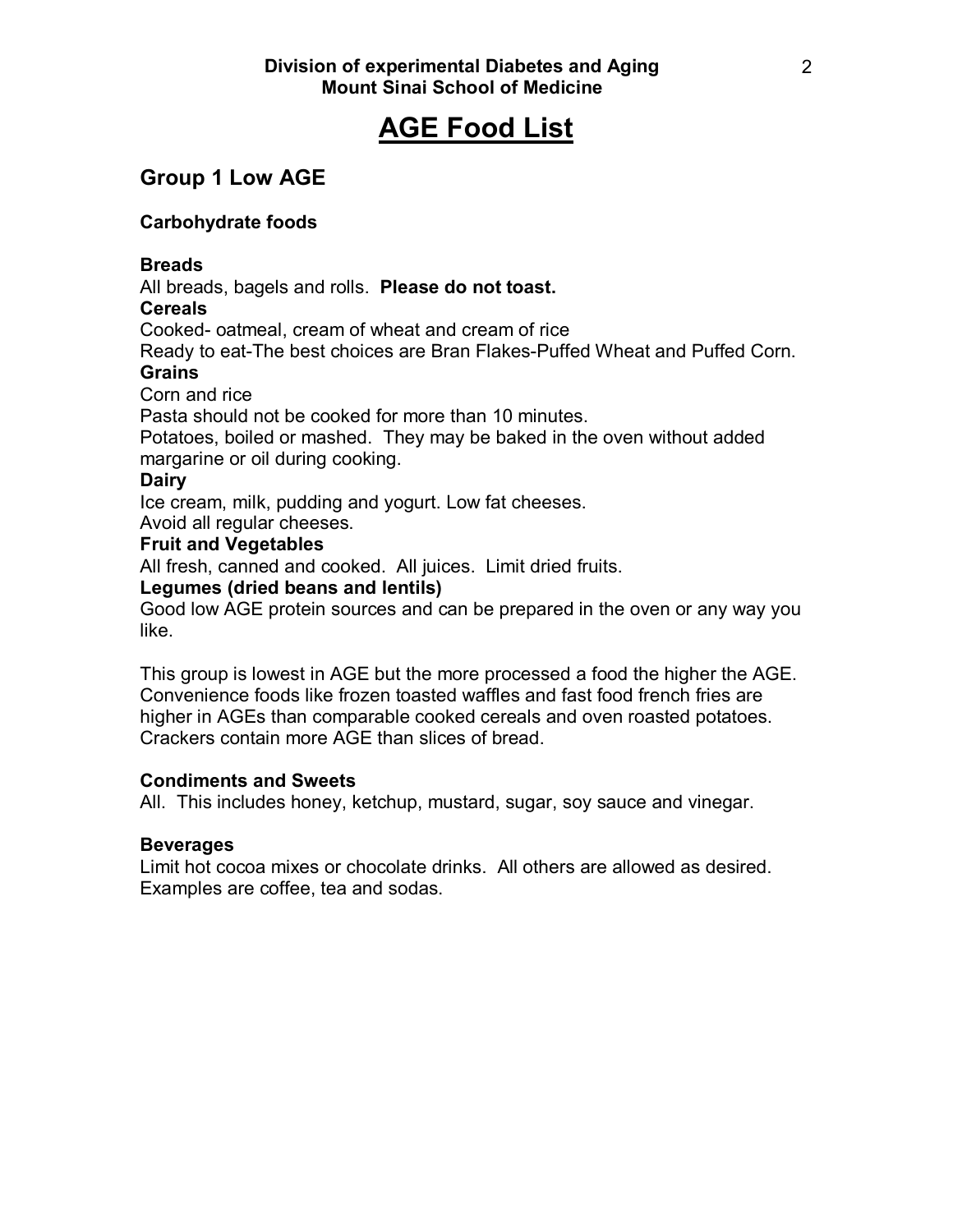**Division of experimental Diabetes and Aging**
**Mount Sinai School of Medicine**

# AGE Food List

## Group 1 Low AGE

### Carbohydrate foods

**Breads**
All breads, bagels and rolls. **Please do not toast.**

**Cereals**
Cooked- oatmeal, cream of wheat and cream of rice
Ready to eat-The best choices are Bran Flakes-Puffed Wheat and Puffed Corn.

**Grains**
Corn and rice
Pasta should not be cooked for more than 10 minutes.
Potatoes, boiled or mashed. They may be baked in the oven without added margarine or oil during cooking.

**Dairy**
Ice cream, milk, pudding and yogurt. Low fat cheeses.
Avoid all regular cheeses.

**Fruit and Vegetables**
All fresh, canned and cooked. All juices. Limit dried fruits.

**Legumes (dried beans and lentils)**
Good low AGE protein sources and can be prepared in the oven or any way you like.

This group is lowest in AGE but the more processed a food the higher the AGE. Convenience foods like frozen toasted waffles and fast food french fries are higher in AGEs than comparable cooked cereals and oven roasted potatoes. Crackers contain more AGE than slices of bread.

### Condiments and Sweets

All. This includes honey, ketchup, mustard, sugar, soy sauce and vinegar.

### Beverages

Limit hot cocoa mixes or chocolate drinks. All others are allowed as desired. Examples are coffee, tea and sodas.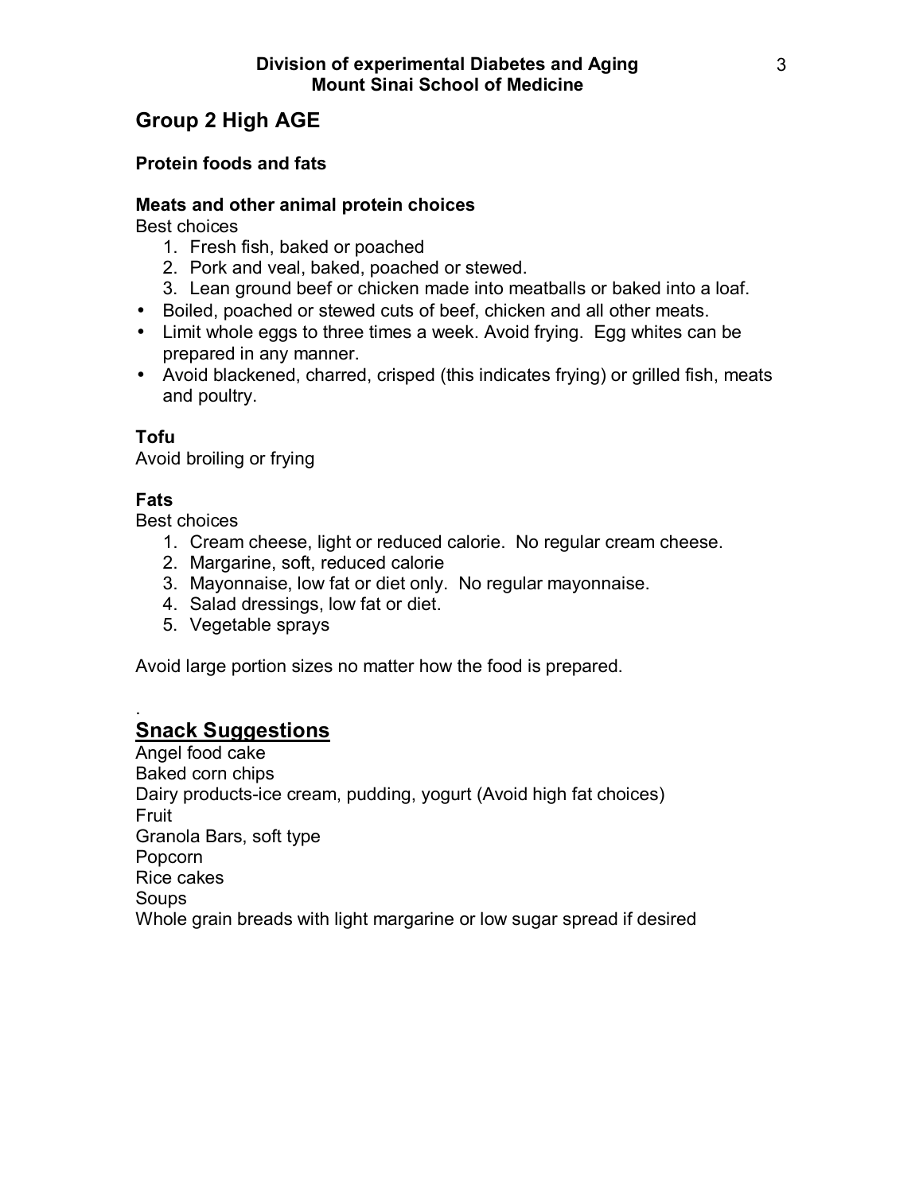## Group 2 High AGE

### Protein foods and fats

**Meats and other animal protein choices**

Best choices

1. Fresh fish, baked or poached
2. Pork and veal, baked, poached or stewed.
3. Lean ground beef or chicken made into meatballs or baked into a loaf.

- Boiled, poached or stewed cuts of beef, chicken and all other meats.
- Limit whole eggs to three times a week. Avoid frying. Egg whites can be prepared in any manner.
- Avoid blackened, charred, crisped (this indicates frying) or grilled fish, meats and poultry.

**Tofu**

Avoid broiling or frying

**Fats**

Best choices

1. Cream cheese, light or reduced calorie. No regular cream cheese.
2. Margarine, soft, reduced calorie
3. Mayonnaise, low fat or diet only. No regular mayonnaise.
4. Salad dressings, low fat or diet.
5. Vegetable sprays

Avoid large portion sizes no matter how the food is prepared.

.

## Snack Suggestions

Angel food cake
Baked corn chips
Dairy products-ice cream, pudding, yogurt (Avoid high fat choices)
Fruit
Granola Bars, soft type
Popcorn
Rice cakes
Soups
Whole grain breads with light margarine or low sugar spread if desired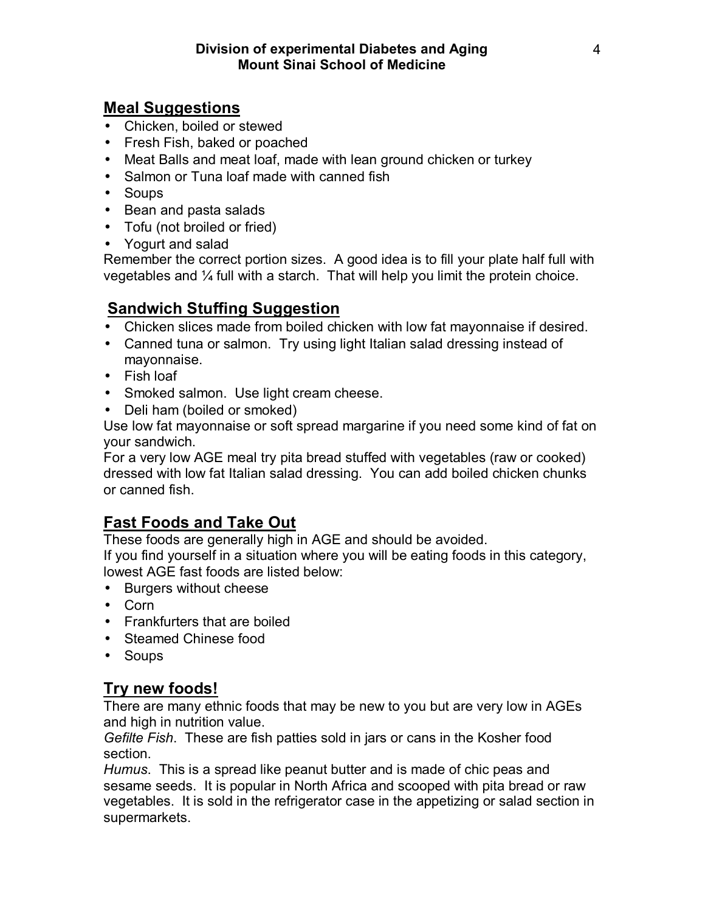## Meal Suggestions

- Chicken, boiled or stewed
- Fresh Fish, baked or poached
- Meat Balls and meat loaf, made with lean ground chicken or turkey
- Salmon or Tuna loaf made with canned fish
- Soups
- Bean and pasta salads
- Tofu (not broiled or fried)
- Yogurt and salad

Remember the correct portion sizes. A good idea is to fill your plate half full with vegetables and ¼ full with a starch. That will help you limit the protein choice.

## Sandwich Stuffing Suggestion

- Chicken slices made from boiled chicken with low fat mayonnaise if desired.
- Canned tuna or salmon. Try using light Italian salad dressing instead of mayonnaise.
- Fish loaf
- Smoked salmon. Use light cream cheese.
- Deli ham (boiled or smoked)

Use low fat mayonnaise or soft spread margarine if you need some kind of fat on your sandwich.

For a very low AGE meal try pita bread stuffed with vegetables (raw or cooked) dressed with low fat Italian salad dressing. You can add boiled chicken chunks or canned fish.

## Fast Foods and Take Out

These foods are generally high in AGE and should be avoided.

If you find yourself in a situation where you will be eating foods in this category, lowest AGE fast foods are listed below:

- Burgers without cheese
- Corn
- Frankfurters that are boiled
- Steamed Chinese food
- Soups

## Try new foods!

There are many ethnic foods that may be new to you but are very low in AGEs and high in nutrition value.

*Gefilte Fish*. These are fish patties sold in jars or cans in the Kosher food section.

*Humus*. This is a spread like peanut butter and is made of chic peas and sesame seeds. It is popular in North Africa and scooped with pita bread or raw vegetables. It is sold in the refrigerator case in the appetizing or salad section in supermarkets.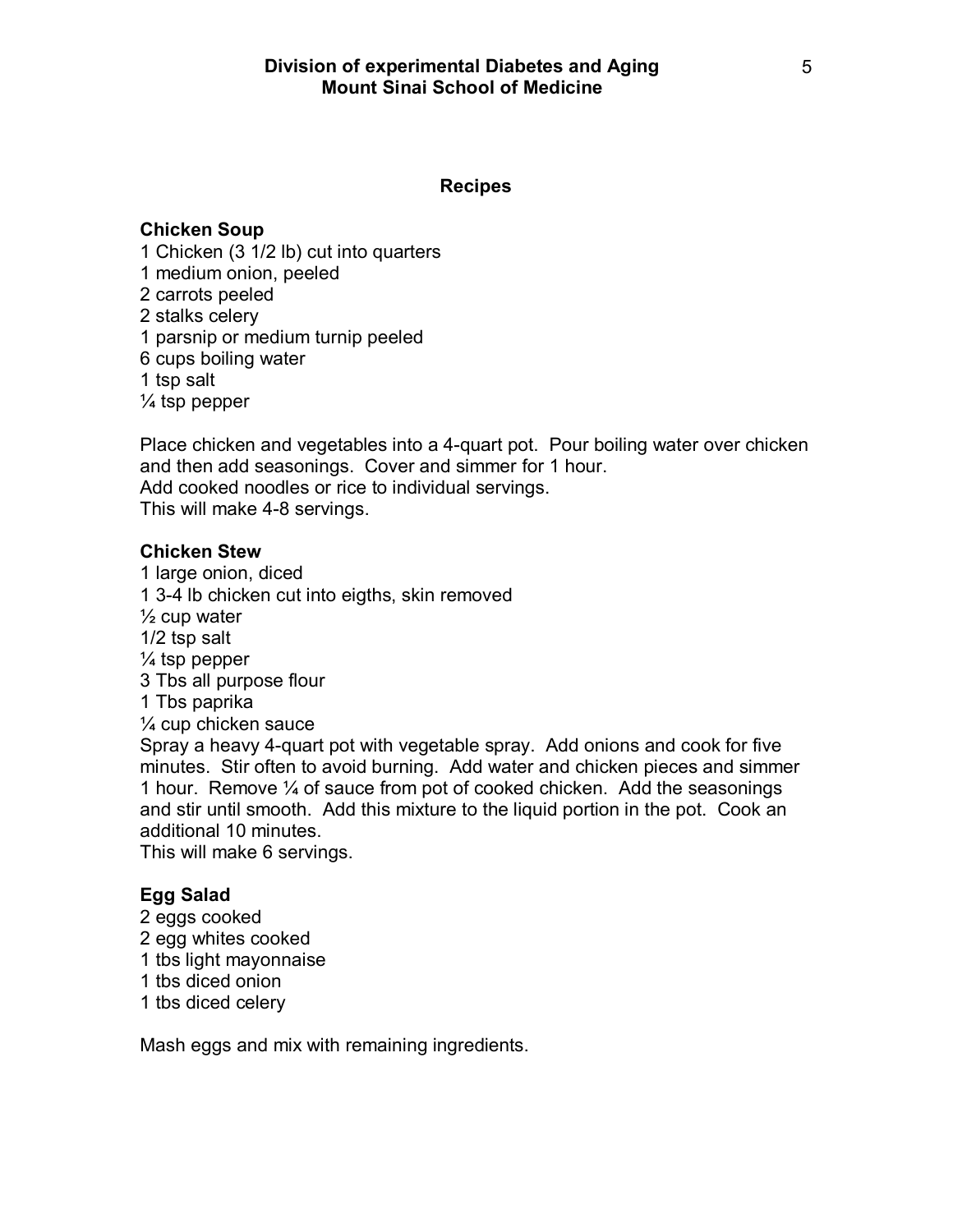## Recipes

### Chicken Soup

1 Chicken (3 1/2 lb) cut into quarters
1 medium onion, peeled
2 carrots peeled
2 stalks celery
1 parsnip or medium turnip peeled
6 cups boiling water
1 tsp salt
¼ tsp pepper

Place chicken and vegetables into a 4-quart pot. Pour boiling water over chicken and then add seasonings. Cover and simmer for 1 hour.
Add cooked noodles or rice to individual servings.
This will make 4-8 servings.

### Chicken Stew

1 large onion, diced
1 3-4 lb chicken cut into eigths, skin removed
½ cup water
1/2 tsp salt
¼ tsp pepper
3 Tbs all purpose flour
1 Tbs paprika
¼ cup chicken sauce
Spray a heavy 4-quart pot with vegetable spray. Add onions and cook for five minutes. Stir often to avoid burning. Add water and chicken pieces and simmer 1 hour. Remove ¼ of sauce from pot of cooked chicken. Add the seasonings and stir until smooth. Add this mixture to the liquid portion in the pot. Cook an additional 10 minutes.
This will make 6 servings.

### Egg Salad

2 eggs cooked
2 egg whites cooked
1 tbs light mayonnaise
1 tbs diced onion
1 tbs diced celery

Mash eggs and mix with remaining ingredients.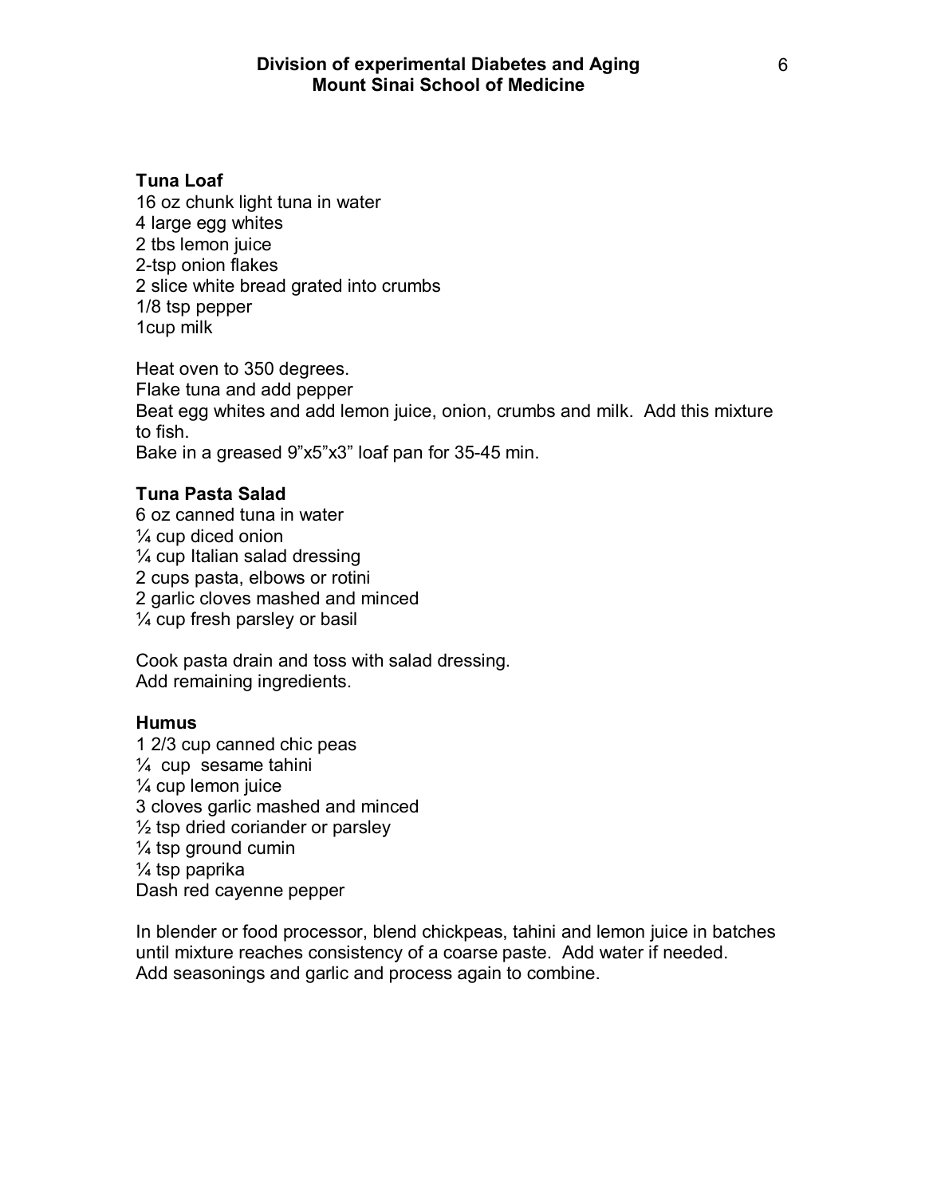### Tuna Loaf

16 oz chunk light tuna in water
4 large egg whites
2 tbs lemon juice
2-tsp onion flakes
2 slice white bread grated into crumbs
1/8 tsp pepper
1cup milk

Heat oven to 350 degrees.
Flake tuna and add pepper
Beat egg whites and add lemon juice, onion, crumbs and milk. Add this mixture to fish.
Bake in a greased 9"x5"x3" loaf pan for 35-45 min.

### Tuna Pasta Salad

6 oz canned tuna in water
¼ cup diced onion
¼ cup Italian salad dressing
2 cups pasta, elbows or rotini
2 garlic cloves mashed and minced
¼ cup fresh parsley or basil

Cook pasta drain and toss with salad dressing.
Add remaining ingredients.

### Humus

1 2/3 cup canned chic peas
¼ cup sesame tahini
¼ cup lemon juice
3 cloves garlic mashed and minced
½ tsp dried coriander or parsley
¼ tsp ground cumin
¼ tsp paprika
Dash red cayenne pepper

In blender or food processor, blend chickpeas, tahini and lemon juice in batches until mixture reaches consistency of a coarse paste. Add water if needed.
Add seasonings and garlic and process again to combine.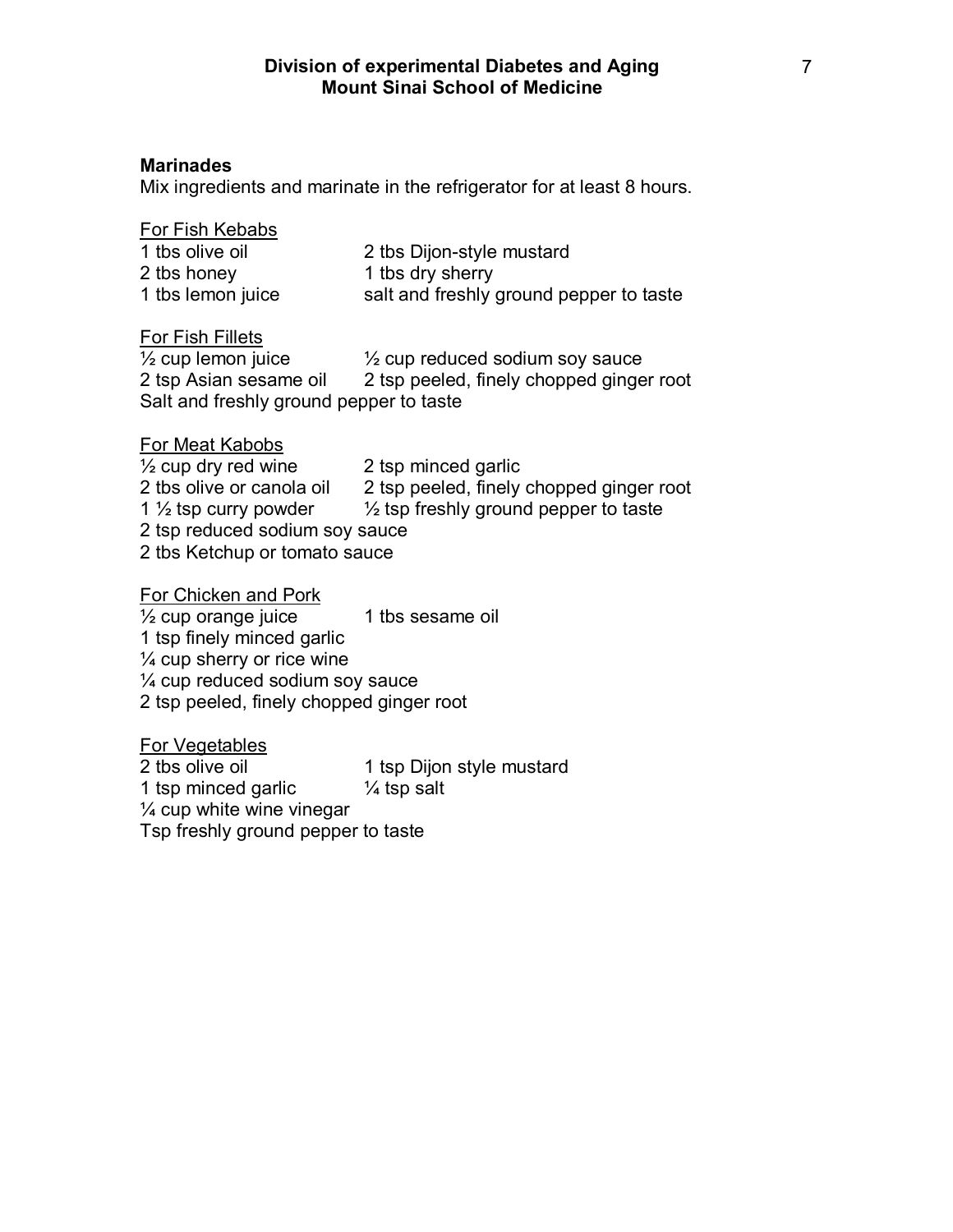## Marinades

Mix ingredients and marinate in the refrigerator for at least 8 hours.

### For Fish Kebabs

1 tbs olive oil
2 tbs honey
1 tbs lemon juice
2 tbs Dijon-style mustard
1 tbs dry sherry
salt and freshly ground pepper to taste

### For Fish Fillets

½ cup lemon juice
2 tsp Asian sesame oil
½ cup reduced sodium soy sauce
2 tsp peeled, finely chopped ginger root
Salt and freshly ground pepper to taste

### For Meat Kabobs

½ cup dry red wine
2 tbs olive or canola oil
1 ½ tsp curry powder
2 tsp minced garlic
2 tsp peeled, finely chopped ginger root
½ tsp freshly ground pepper to taste
2 tsp reduced sodium soy sauce
2 tbs Ketchup or tomato sauce

### For Chicken and Pork

½ cup orange juice
1 tbs sesame oil
1 tsp finely minced garlic
¼ cup sherry or rice wine
¼ cup reduced sodium soy sauce
2 tsp peeled, finely chopped ginger root

### For Vegetables

2 tbs olive oil
1 tsp minced garlic
1 tsp Dijon style mustard
¼ tsp salt
¼ cup white wine vinegar
Tsp freshly ground pepper to taste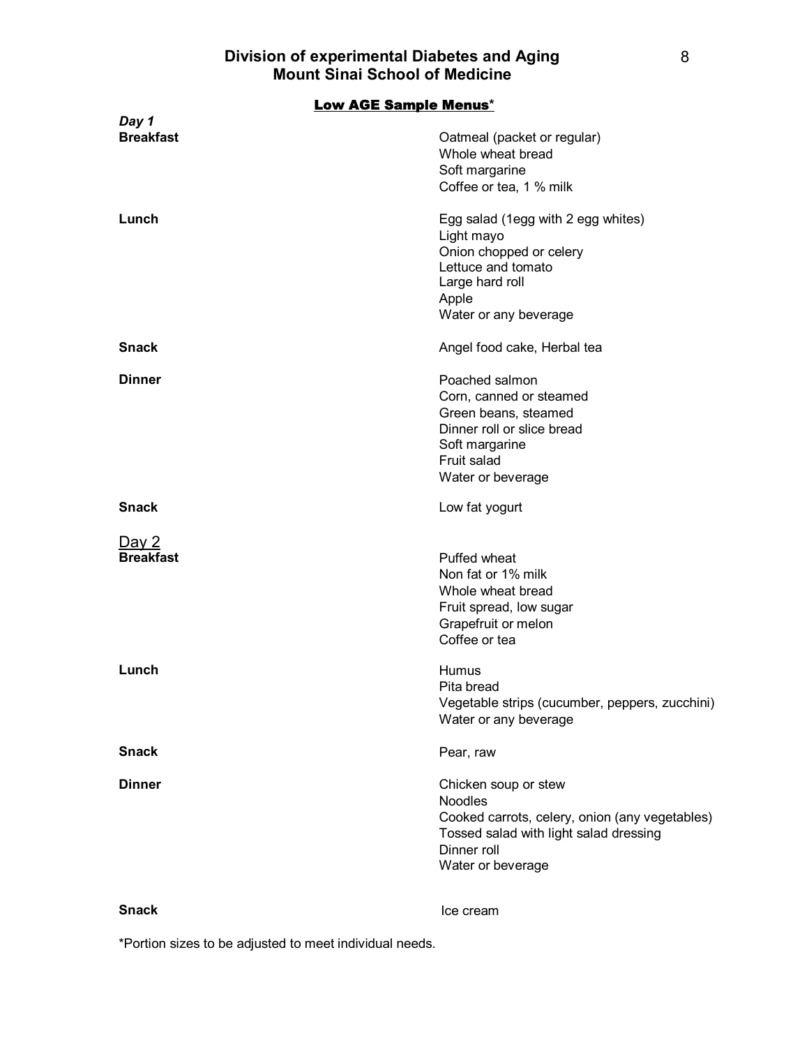# Division of experimental Diabetes and Aging
# Mount Sinai School of Medicine

## Low AGE Sample Menus*

### *Day 1*

**Breakfast**
- Oatmeal (packet or regular)
- Whole wheat bread
- Soft margarine
- Coffee or tea, 1 % milk

**Lunch**
- Egg salad (1egg with 2 egg whites)
- Light mayo
- Onion chopped or celery
- Lettuce and tomato
- Large hard roll
- Apple
- Water or any beverage

**Snack**
- Angel food cake, Herbal tea

**Dinner**
- Poached salmon
- Corn, canned or steamed
- Green beans, steamed
- Dinner roll or slice bread
- Soft margarine
- Fruit salad
- Water or beverage

**Snack**
- Low fat yogurt

### Day 2

**Breakfast**
- Puffed wheat
- Non fat or 1% milk
- Whole wheat bread
- Fruit spread, low sugar
- Grapefruit or melon
- Coffee or tea

**Lunch**
- Humus
- Pita bread
- Vegetable strips (cucumber, peppers, zucchini)
- Water or any beverage

**Snack**
- Pear, raw

**Dinner**
- Chicken soup or stew
- Noodles
- Cooked carrots, celery, onion (any vegetables)
- Tossed salad with light salad dressing
- Dinner roll
- Water or beverage

**Snack**
- Ice cream

*Portion sizes to be adjusted to meet individual needs.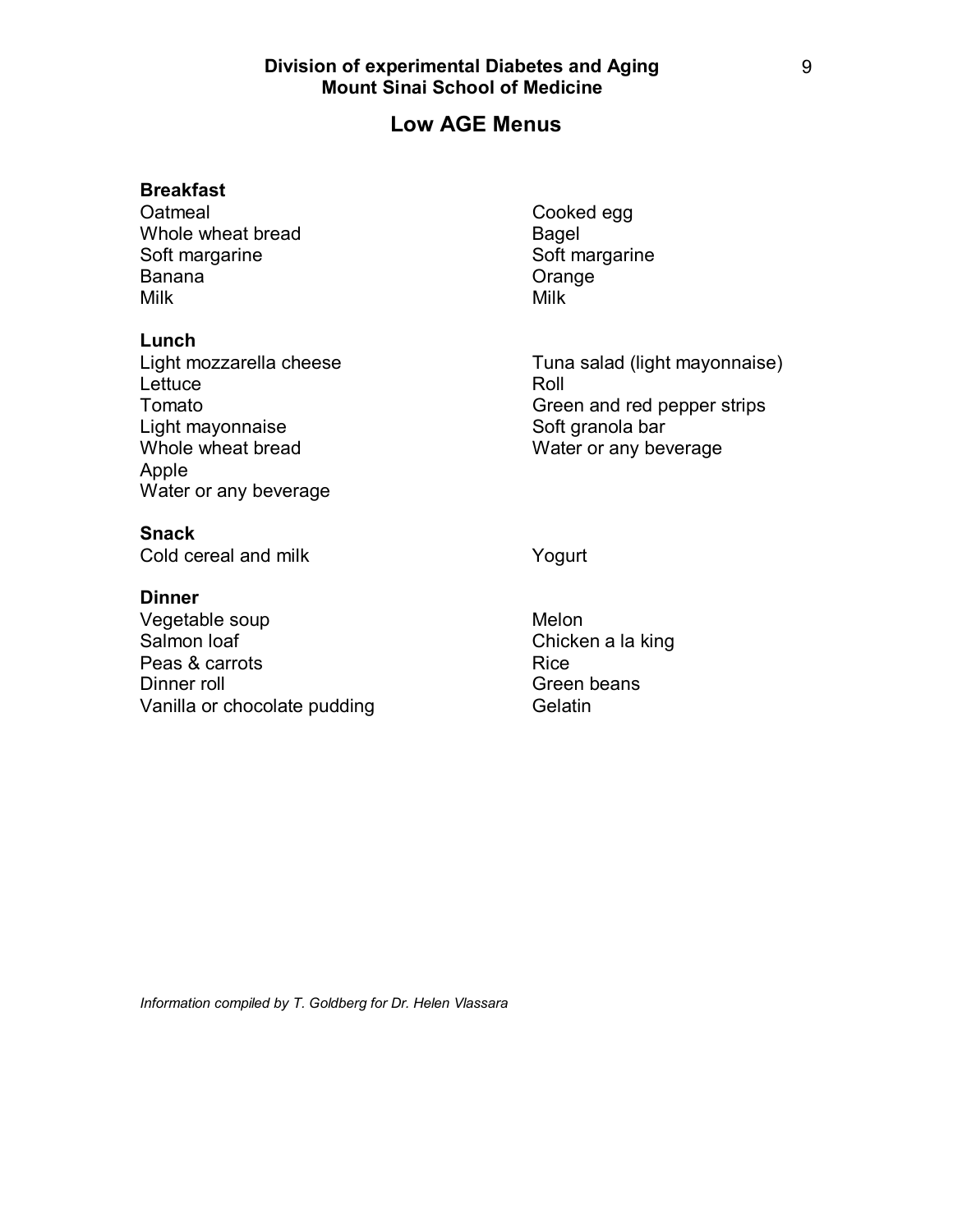**Division of experimental Diabetes and Aging**
**Mount Sinai School of Medicine**

## Low AGE Menus

### Breakfast

Oatmeal
Whole wheat bread
Soft margarine
Banana
Milk

Cooked egg
Bagel
Soft margarine
Orange
Milk

### Lunch

Light mozzarella cheese
Lettuce
Tomato
Light mayonnaise
Whole wheat bread
Apple
Water or any beverage

Tuna salad (light mayonnaise)
Roll
Green and red pepper strips
Soft granola bar
Water or any beverage

### Snack

Cold cereal and milk

Yogurt

### Dinner

Vegetable soup
Salmon loaf
Peas & carrots
Dinner roll
Vanilla or chocolate pudding

Melon
Chicken a la king
Rice
Green beans
Gelatin

*Information compiled by T. Goldberg for Dr. Helen Vlassara*